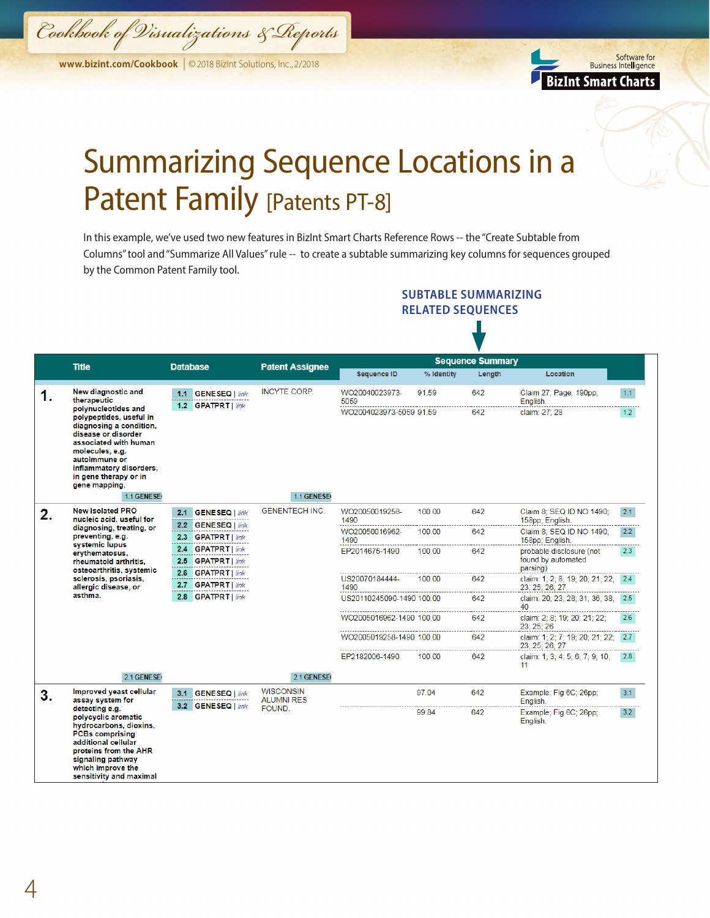# Summarizing Sequence Locations in a Patent Family [Patents PT-8]

In this example, we've used two new features in BizInt Smart Charts Reference Rows -- the "Create Subtable from Columns" tool and "Summarize All Values" rule -- to create a subtable summarizing key columns for sequences grouped by the Common Patent Family tool.

**SUBTABLE SUMMARIZING RELATED SEQUENCES**

| | Title | Database | Patent Assignee | Sequence Summary | | | | |
|---|---|---|---|---|---|---|---|---|
| | | | | Sequence ID | % Identity | Length | Location | |
| **1.** | **New diagnostic and therapeutic polynucleotides and polypeptides, useful in diagnosing a condition, disease or disorder associated with human molecules, e.g. autoimmune or inflammatory disorders, in gene therapy or in gene mapping.** 1.1 GENESE | 1.1 GENESEQ \| link | INCYTE CORP. 1.1 GENESE | WO20040023973-5059 | 91.59 | 642 | Claim 27; Page; 190pp; English. | 1.1 |
| | | 1.2 GPATPRT \| link | | WO2004023973-5059 | 91.59 | 642 | claim: 27; 28 | 1.2 |
| **2.** | **New isolated PRO nucleic acid, useful for diagnosing, treating, or preventing, e.g. systemic lupus erythematosus, rheumatoid arthritis, osteoarthritis, systemic sclerosis, psoriasis, allergic disease, or asthma.** 2.1 GENESE | 2.1 GENESEQ \| link | GENENTECH INC. 2.1 GENESE | WO20050019258-1490 | 100.00 | 642 | Claim 8; SEQ ID NO 1490; 158pp; English. | 2.1 |
| | | 2.2 GENESEQ \| link | | WO20050016962-1490 | 100.00 | 642 | Claim 8; SEQ ID NO 1490; 158pp; English. | 2.2 |
| | | 2.3 GPATPRT \| link | | EP2014675-1490 | 100.00 | 642 | probable disclosure (not found by automated parsing) | 2.3 |
| | | 2.4 GPATPRT \| link | | US20070184444-1490 | 100.00 | 642 | claim: 1; 2; 8; 19; 20; 21; 22; 23; 25; 26; 27 | 2.4 |
| | | 2.5 GPATPRT \| link | | US20110245090-1490 | 100.00 | 642 | claim: 20; 23; 28; 31; 36; 38; 40 | 2.5 |
| | | 2.6 GPATPRT \| link | | WO2005016962-1490 | 100.00 | 642 | claim: 2; 8; 19; 20; 21; 22; 23; 25; 26 | 2.6 |
| | | 2.7 GPATPRT \| link | | WO2005019258-1490 | 100.00 | 642 | claim: 1; 2; 7; 19; 20; 21; 22; 23; 25; 26; 27 | 2.7 |
| | | 2.8 GPATPRT \| link | | EP2182006-1490 | 100.00 | 642 | claim: 1; 3; 4; 5; 6; 7; 9; 10; 11 | 2.8 |
| **3.** | **Improved yeast cellular assay system for detecting e.g. polycyclic aromatic hydrocarbons, dioxins, PCBs comprising additional cellular proteins from the AHR signaling pathway which improve the sensitivity and maximal** | 3.1 GENESEQ \| link | WISCONSIN ALUMNI RES FOUND. | | 97.04 | 642 | Example; Fig 6C; 26pp; English. | 3.1 |
| | | 3.2 GENESEQ \| link | | | 99.84 | 642 | Example; Fig 6C; 26pp; English. | 3.2 |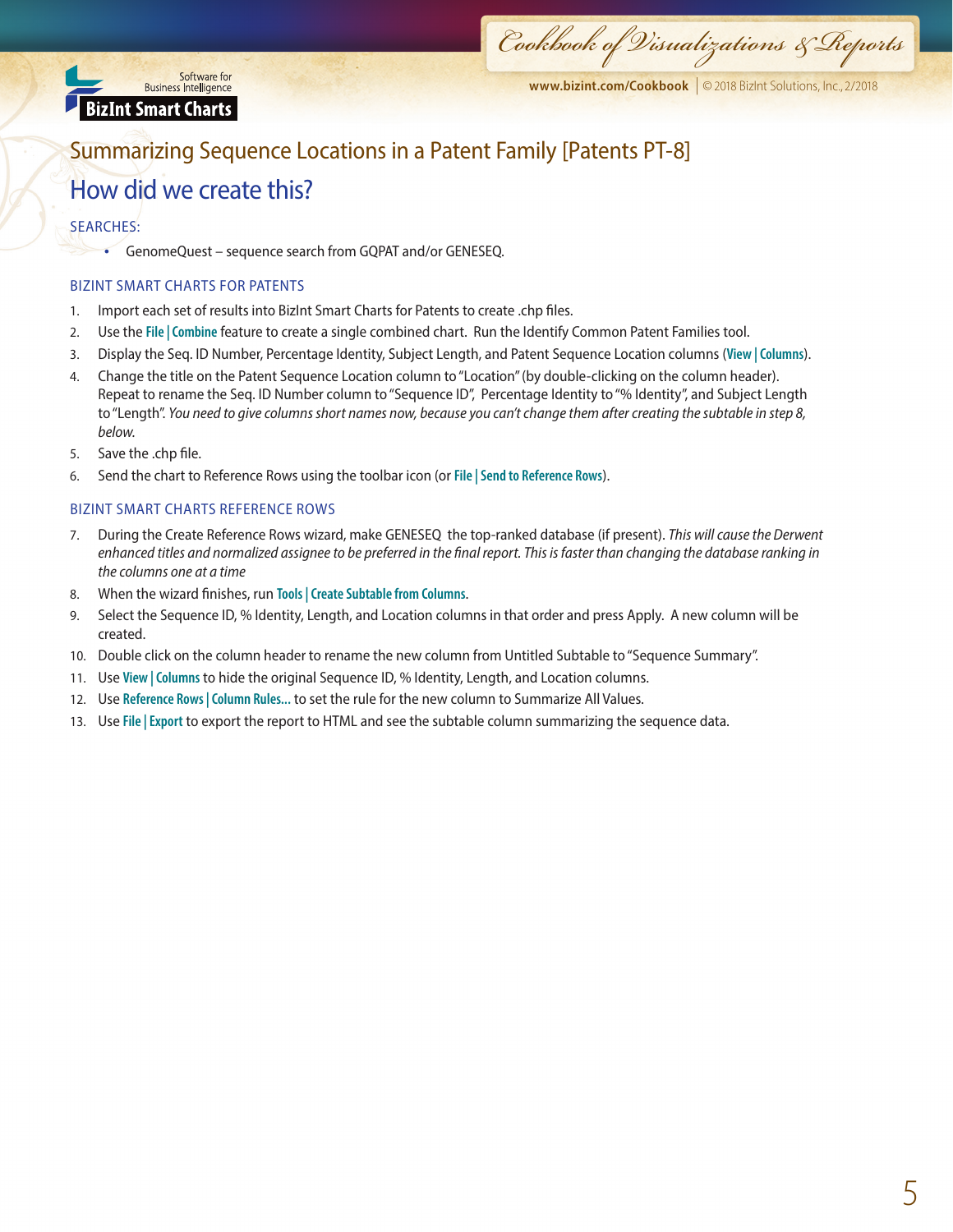## Summarizing Sequence Locations in a Patent Family [Patents PT-8]

# How did we create this?

### SEARCHES:

- GenomeQuest – sequence search from GQPAT and/or GENESEQ.

### BIZINT SMART CHARTS FOR PATENTS

1. Import each set of results into BizInt Smart Charts for Patents to create .chp files.
2. Use the **File | Combine** feature to create a single combined chart. Run the Identify Common Patent Families tool.
3. Display the Seq. ID Number, Percentage Identity, Subject Length, and Patent Sequence Location columns (**View | Columns**).
4. Change the title on the Patent Sequence Location column to "Location" (by double-clicking on the column header). Repeat to rename the Seq. ID Number column to "Sequence ID", Percentage Identity to "% Identity", and Subject Length to "Length". *You need to give columns short names now, because you can't change them after creating the subtable in step 8, below.*
5. Save the .chp file.
6. Send the chart to Reference Rows using the toolbar icon (or **File | Send to Reference Rows**).

### BIZINT SMART CHARTS REFERENCE ROWS

7. During the Create Reference Rows wizard, make GENESEQ the top-ranked database (if present). *This will cause the Derwent enhanced titles and normalized assignee to be preferred in the final report. This is faster than changing the database ranking in the columns one at a time*
8. When the wizard finishes, run **Tools | Create Subtable from Columns**.
9. Select the Sequence ID, % Identity, Length, and Location columns in that order and press Apply. A new column will be created.
10. Double click on the column header to rename the new column from Untitled Subtable to "Sequence Summary".
11. Use **View | Columns** to hide the original Sequence ID, % Identity, Length, and Location columns.
12. Use **Reference Rows | Column Rules...** to set the rule for the new column to Summarize All Values.
13. Use **File | Export** to export the report to HTML and see the subtable column summarizing the sequence data.